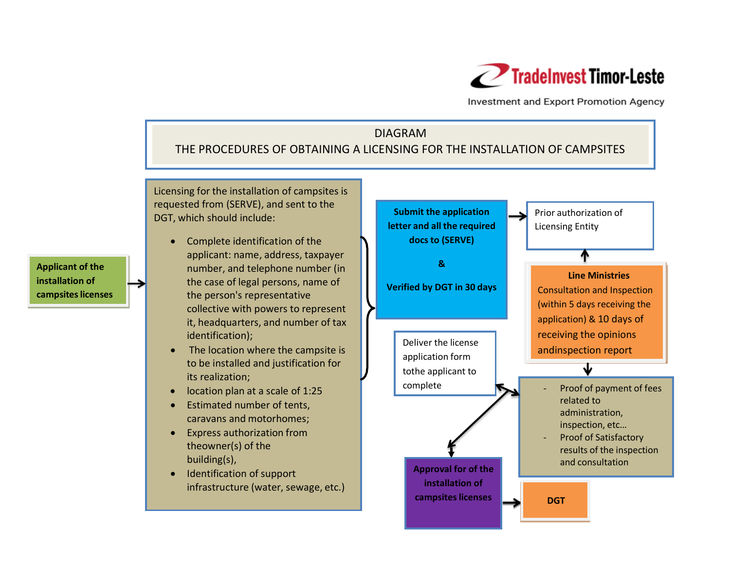TradeInvest Timor-Leste

Investment and Export Promotion Agency

# DIAGRAM
## THE PROCEDURES OF OBTAINING A LICENSING FOR THE INSTALLATION OF CAMPSITES

**Applicant of the installation of campsites licenses**

Licensing for the installation of campsites is requested from (SERVE), and sent to the DGT, which should include:

- Complete identification of the applicant: name, address, taxpayer number, and telephone number (in the case of legal persons, name of the person's representative collective with powers to represent it, headquarters, and number of tax identification);
- The location where the campsite is to be installed and justification for its realization;
- location plan at a scale of 1:25
- Estimated number of tents, caravans and motorhomes;
- Express authorization from theowner(s) of the building(s),
- Identification of support infrastructure (water, sewage, etc.)

**Submit the application letter and all the required docs to (SERVE)**

**&**

**Verified by DGT in 30 days**

Prior authorization of Licensing Entity

**Line Ministries**

Consultation and Inspection (within 5 days receiving the application) & 10 days of receiving the opinions andinspection report

- Proof of payment of fees related to administration, inspection, etc…
- Proof of Satisfactory results of the inspection and consultation

Deliver the license application form tothe applicant to complete

**Approval for of the installation of campsites licenses**

**DGT**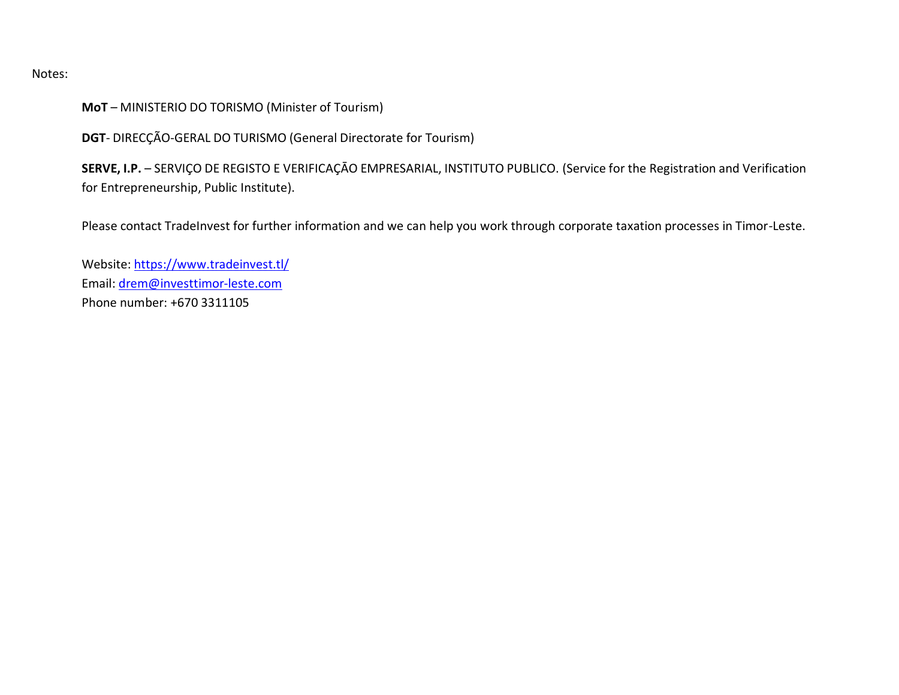Notes:

**MoT** – MINISTERIO DO TORISMO (Minister of Tourism)

**DGT**- DIRECÇÃO-GERAL DO TURISMO (General Directorate for Tourism)

**SERVE, I.P.** – SERVIÇO DE REGISTO E VERIFICAÇÃO EMPRESARIAL, INSTITUTO PUBLICO. (Service for the Registration and Verification for Entrepreneurship, Public Institute).

Please contact TradeInvest for further information and we can help you work through corporate taxation processes in Timor-Leste.

Website: https://www.tradeinvest.tl/
Email: drem@investtimor-leste.com
Phone number: +670 3311105